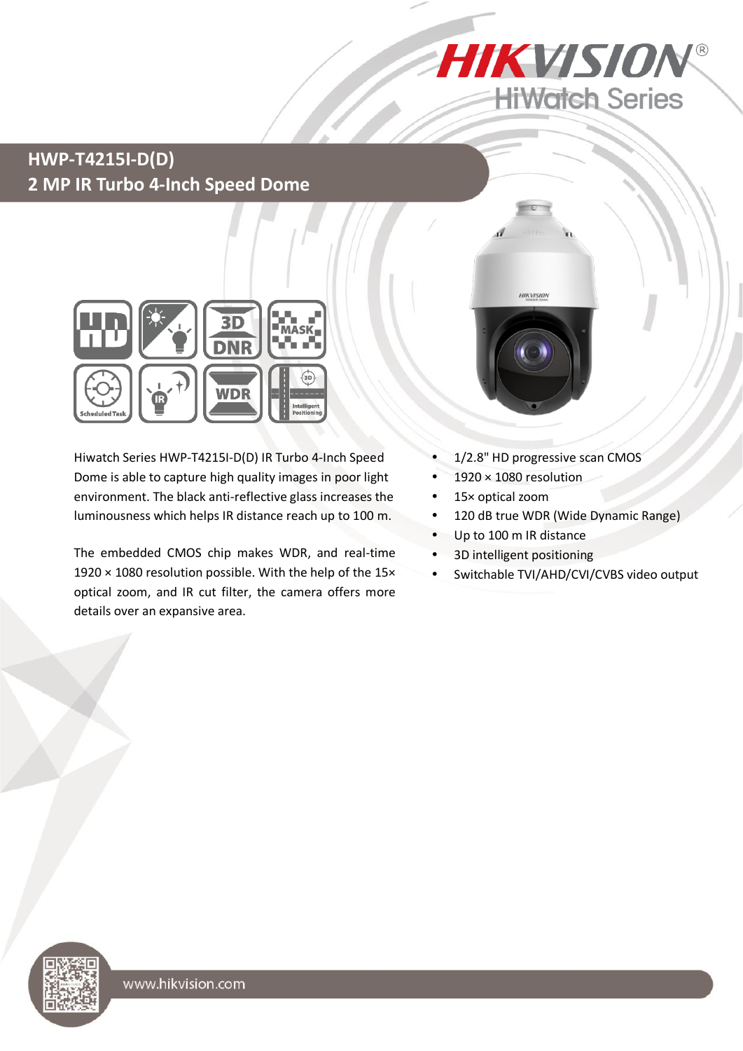# HWP-T4215I-D(D)

## 2 MP IR Turbo 4-Inch Speed Dome

Hiwatch Series HWP-T4215I-D(D) IR Turbo 4-Inch Speed Dome is able to capture high quality images in poor light environment. The black anti-reflective glass increases the luminousness which helps IR distance reach up to 100 m.

The embedded CMOS chip makes WDR, and real-time 1920 × 1080 resolution possible. With the help of the 15× optical zoom, and IR cut filter, the camera offers more details over an expansive area.

- 1/2.8" HD progressive scan CMOS
- 1920 × 1080 resolution
- 15× optical zoom
- 120 dB true WDR (Wide Dynamic Range)
- Up to 100 m IR distance
- 3D intelligent positioning
- Switchable TVI/AHD/CVI/CVBS video output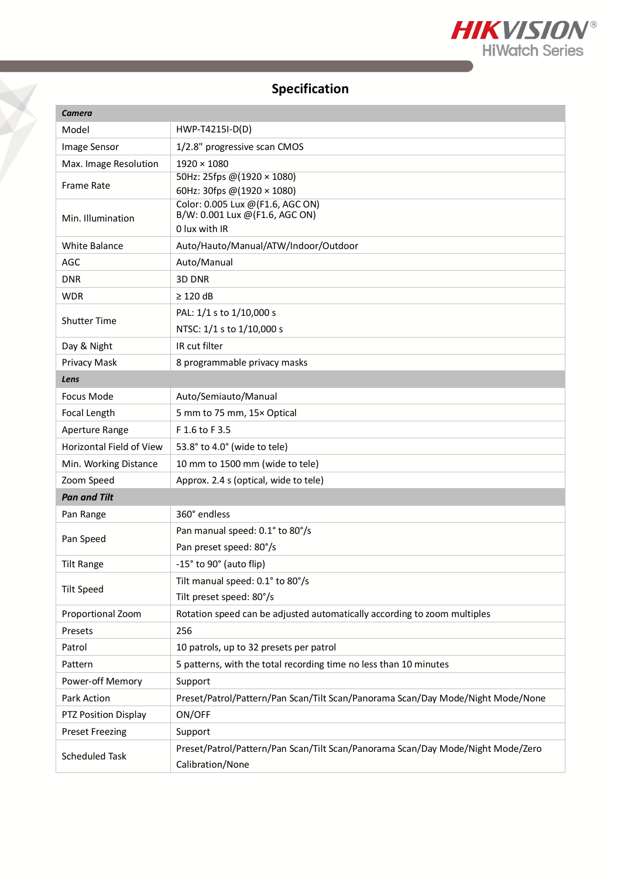## Specification

| ***Camera*** | |
|---|---|
| Model | HWP-T4215I-D(D) |
| Image Sensor | 1/2.8" progressive scan CMOS |
| Max. Image Resolution | 1920 × 1080 |
| Frame Rate | 50Hz: 25fps @(1920 × 1080)<br>60Hz: 30fps @(1920 × 1080) |
| Min. Illumination | Color: 0.005 Lux @(F1.6, AGC ON)<br>B/W: 0.001 Lux @(F1.6, AGC ON)<br>0 lux with IR |
| White Balance | Auto/Hauto/Manual/ATW/Indoor/Outdoor |
| AGC | Auto/Manual |
| DNR | 3D DNR |
| WDR | ≥ 120 dB |
| Shutter Time | PAL: 1/1 s to 1/10,000 s<br>NTSC: 1/1 s to 1/10,000 s |
| Day & Night | IR cut filter |
| Privacy Mask | 8 programmable privacy masks |
| ***Lens*** | |
| Focus Mode | Auto/Semiauto/Manual |
| Focal Length | 5 mm to 75 mm, 15× Optical |
| Aperture Range | F 1.6 to F 3.5 |
| Horizontal Field of View | 53.8° to 4.0° (wide to tele) |
| Min. Working Distance | 10 mm to 1500 mm (wide to tele) |
| Zoom Speed | Approx. 2.4 s (optical, wide to tele) |
| ***Pan and Tilt*** | |
| Pan Range | 360° endless |
| Pan Speed | Pan manual speed: 0.1° to 80°/s<br>Pan preset speed: 80°/s |
| Tilt Range | -15° to 90° (auto flip) |
| Tilt Speed | Tilt manual speed: 0.1° to 80°/s<br>Tilt preset speed: 80°/s |
| Proportional Zoom | Rotation speed can be adjusted automatically according to zoom multiples |
| Presets | 256 |
| Patrol | 10 patrols, up to 32 presets per patrol |
| Pattern | 5 patterns, with the total recording time no less than 10 minutes |
| Power-off Memory | Support |
| Park Action | Preset/Patrol/Pattern/Pan Scan/Tilt Scan/Panorama Scan/Day Mode/Night Mode/None |
| PTZ Position Display | ON/OFF |
| Preset Freezing | Support |
| Scheduled Task | Preset/Patrol/Pattern/Pan Scan/Tilt Scan/Panorama Scan/Day Mode/Night Mode/Zero Calibration/None |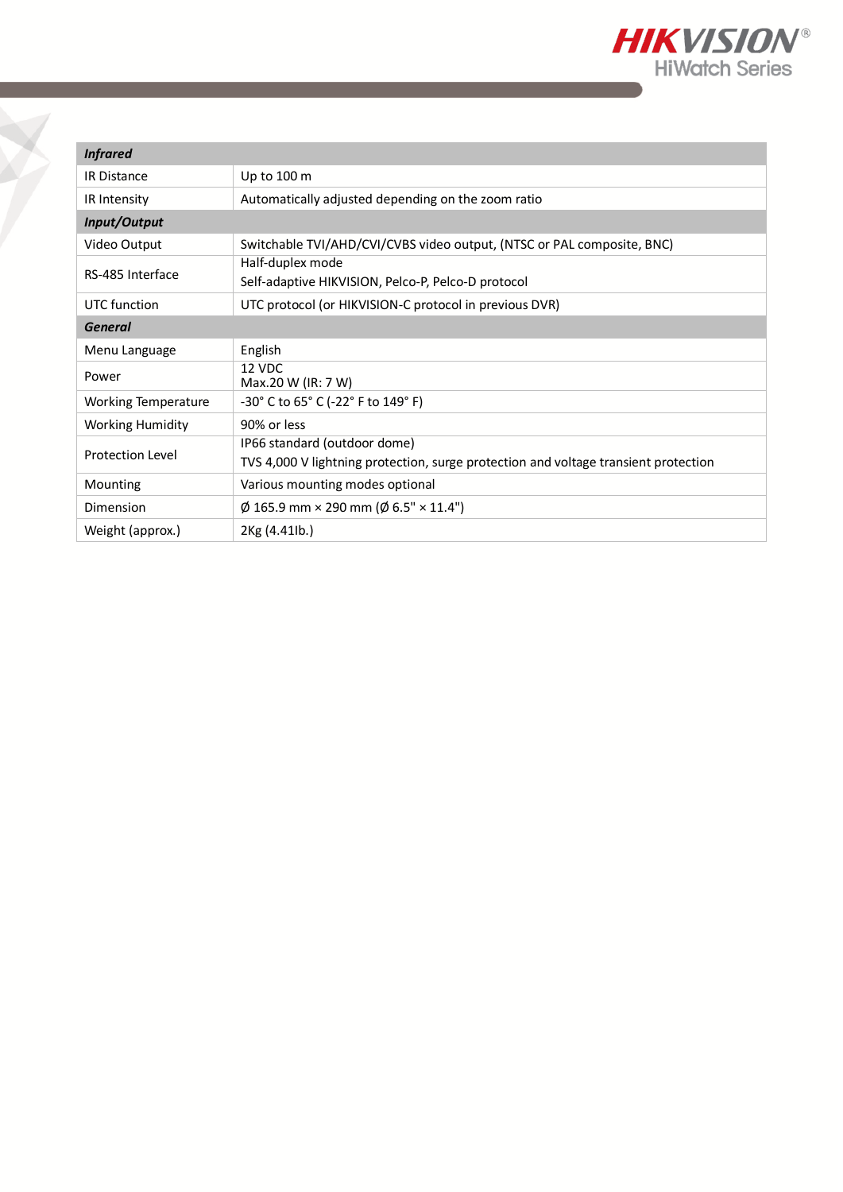| **Infrared** | |
|---|---|
| IR Distance | Up to 100 m |
| IR Intensity | Automatically adjusted depending on the zoom ratio |
| **Input/Output** | |
| Video Output | Switchable TVI/AHD/CVI/CVBS video output, (NTSC or PAL composite, BNC) |
| RS-485 Interface | Half-duplex mode<br>Self-adaptive HIKVISION, Pelco-P, Pelco-D protocol |
| UTC function | UTC protocol (or HIKVISION-C protocol in previous DVR) |
| **General** | |
| Menu Language | English |
| Power | 12 VDC<br>Max.20 W (IR: 7 W) |
| Working Temperature | -30° C to 65° C (-22° F to 149° F) |
| Working Humidity | 90% or less |
| Protection Level | IP66 standard (outdoor dome)<br>TVS 4,000 V lightning protection, surge protection and voltage transient protection |
| Mounting | Various mounting modes optional |
| Dimension | Ø 165.9 mm × 290 mm (Ø 6.5" × 11.4") |
| Weight (approx.) | 2Kg (4.41lb.) |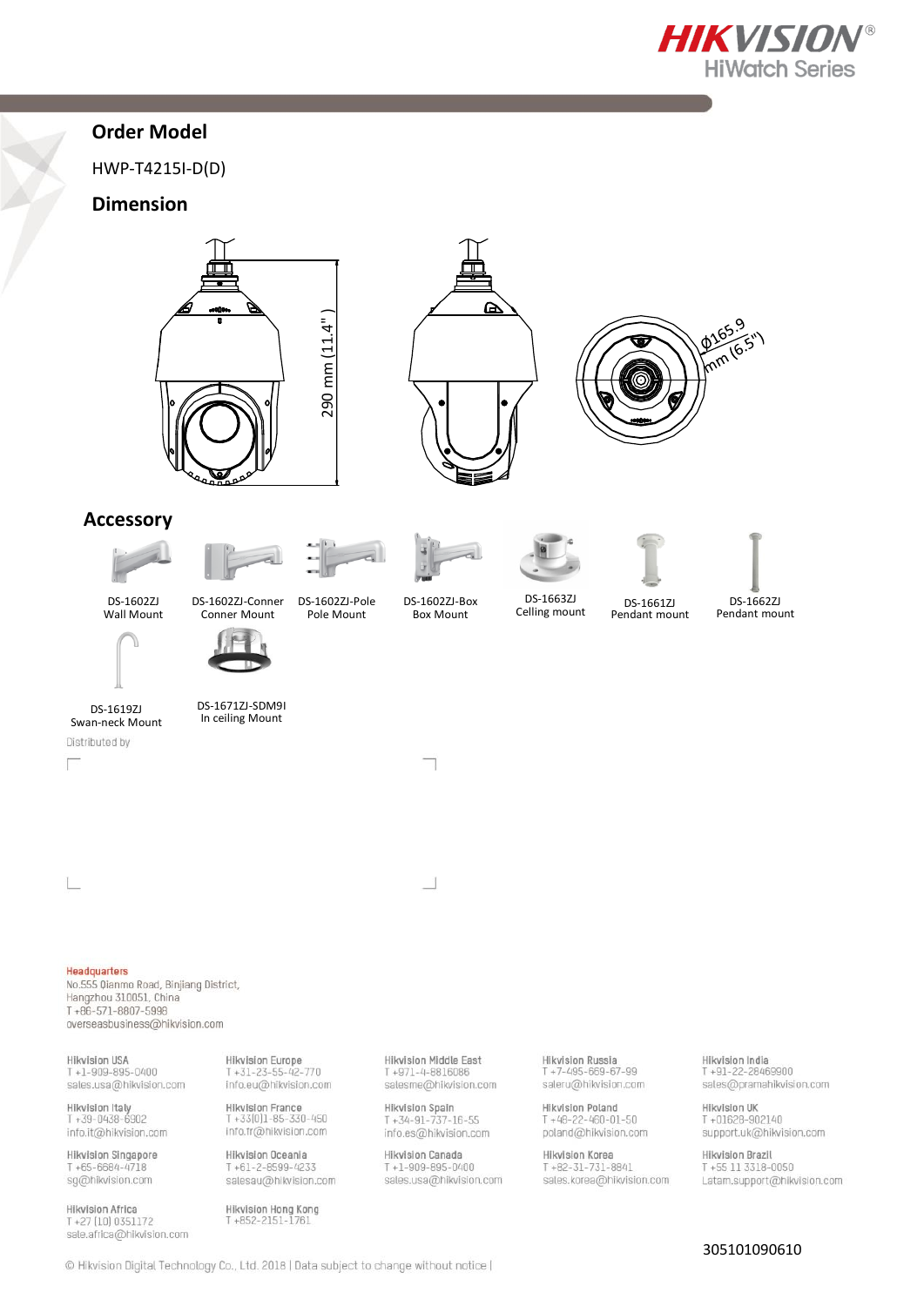## Order Model

HWP-T4215I-D(D)

## Dimension

290 mm (11.4")

Ø165.9 mm (6.5")

## Accessory

DS-1602ZJ
Wall Mount

DS-1602ZJ-Conner
Conner Mount

DS-1602ZJ-Pole
Pole Mount

DS-1602ZJ-Box
Box Mount

DS-1663ZJ
Celling mount

DS-1661ZJ
Pendant mount

DS-1662ZJ
Pendant mount

DS-1619ZJ
Swan-neck Mount

DS-1671ZJ-SDM9I
In ceiling Mount

Distributed by

**Headquarters**
No.555 Qianmo Road, Binjiang District,
Hangzhou 310051, China
T +86-571-8807-5998
overseasbusiness@hikvision.com

Hikvision USA
T +1-909-895-0400
sales.usa@hikvision.com

Hikvision Europe
T +31-23-55-42-770
info.eu@hikvision.com

Hikvision Middle East
T +971-4-8816086
salesme@hikvision.com

Hikvision Russia
T +7-495-669-67-99
saleru@hikvision.com

Hikvision India
T +91-22-28469900
sales@pramahikvision.com

Hikvision Italy
T +39-0438-6902
info.it@hikvision.com

Hikvision France
T +33(0)1-85-330-450
info.fr@hikvision.com

Hikvision Spain
T +34-91-737-16-55
info.es@hikvision.com

Hikvision Poland
T +48-22-460-01-50
poland@hikvision.com

Hikvision UK
T +01628-902140
support.uk@hikvision.com

Hikvision Singapore
T +65-6684-4718
sg@hikvision.com

Hikvision Oceania
T +61-2-8599-4233
salesau@hikvision.com

Hikvision Canada
T +1-909-895-0400
sales.usa@hikvision.com

Hikvision Korea
T +82-31-731-8841
sales.korea@hikvision.com

Hikvision Brazil
T +55 11 3318-0050
Latam.support@hikvision.com

Hikvision Africa
T +27 (10) 0351172
sale.africa@hikvision.com

Hikvision Hong Kong
T +852-2151-1761

305101090610

© Hikvision Digital Technology Co., Ltd. 2018 | Data subject to change without notice |